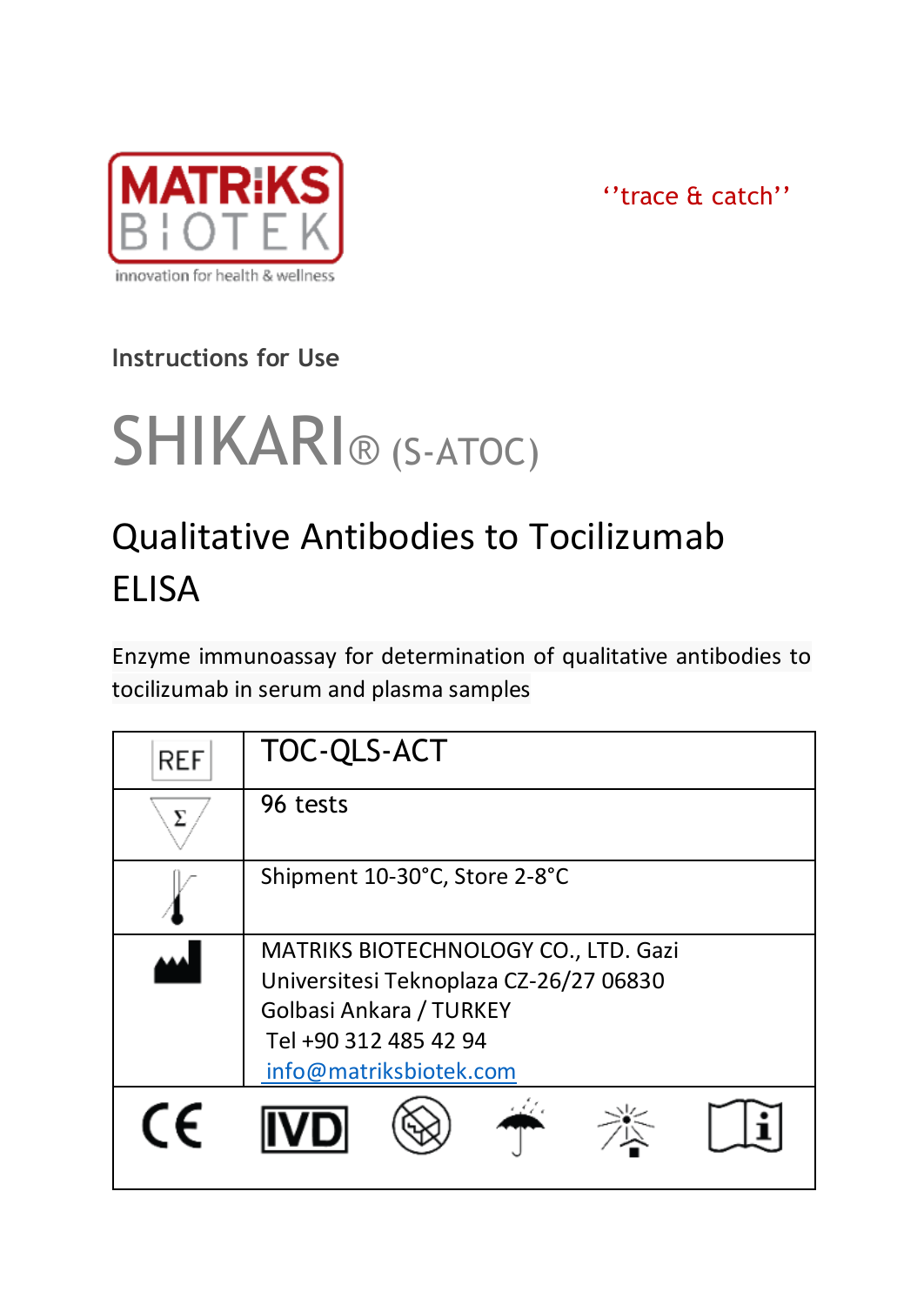MATRIKS BIOTEK

innovation for health & wellness

''trace & catch''

Instructions for Use

# SHIKARI® (S-ATOC)

## Qualitative Antibodies to Tocilizumab ELISA

Enzyme immunoassay for determination of qualitative antibodies to tocilizumab in serum and plasma samples

| | |
|---|---|
| REF | TOC-QLS-ACT |
| Σ | 96 tests |
| | Shipment 10-30°C, Store 2-8°C |
| | MATRIKS BIOTECHNOLOGY CO., LTD. Gazi Universitesi Teknoplaza CZ-26/27 06830 Golbasi Ankara / TURKEY<br>Tel +90 312 485 42 94<br>info@matriksbiotek.com |

CE IVD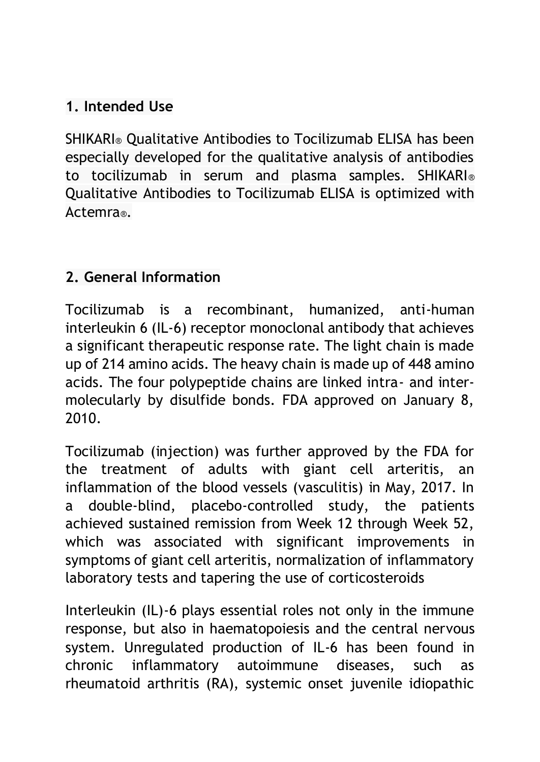## 1. Intended Use

SHIKARI® Qualitative Antibodies to Tocilizumab ELISA has been especially developed for the qualitative analysis of antibodies to tocilizumab in serum and plasma samples. SHIKARI® Qualitative Antibodies to Tocilizumab ELISA is optimized with Actemra®.

## 2. General Information

Tocilizumab is a recombinant, humanized, anti-human interleukin 6 (IL-6) receptor monoclonal antibody that achieves a significant therapeutic response rate. The light chain is made up of 214 amino acids. The heavy chain is made up of 448 amino acids. The four polypeptide chains are linked intra- and inter-molecularly by disulfide bonds. FDA approved on January 8, 2010.

Tocilizumab (injection) was further approved by the FDA for the treatment of adults with giant cell arteritis, an inflammation of the blood vessels (vasculitis) in May, 2017. In a double-blind, placebo-controlled study, the patients achieved sustained remission from Week 12 through Week 52, which was associated with significant improvements in symptoms of giant cell arteritis, normalization of inflammatory laboratory tests and tapering the use of corticosteroids

Interleukin (IL)-6 plays essential roles not only in the immune response, but also in haematopoiesis and the central nervous system. Unregulated production of IL-6 has been found in chronic inflammatory autoimmune diseases, such as rheumatoid arthritis (RA), systemic onset juvenile idiopathic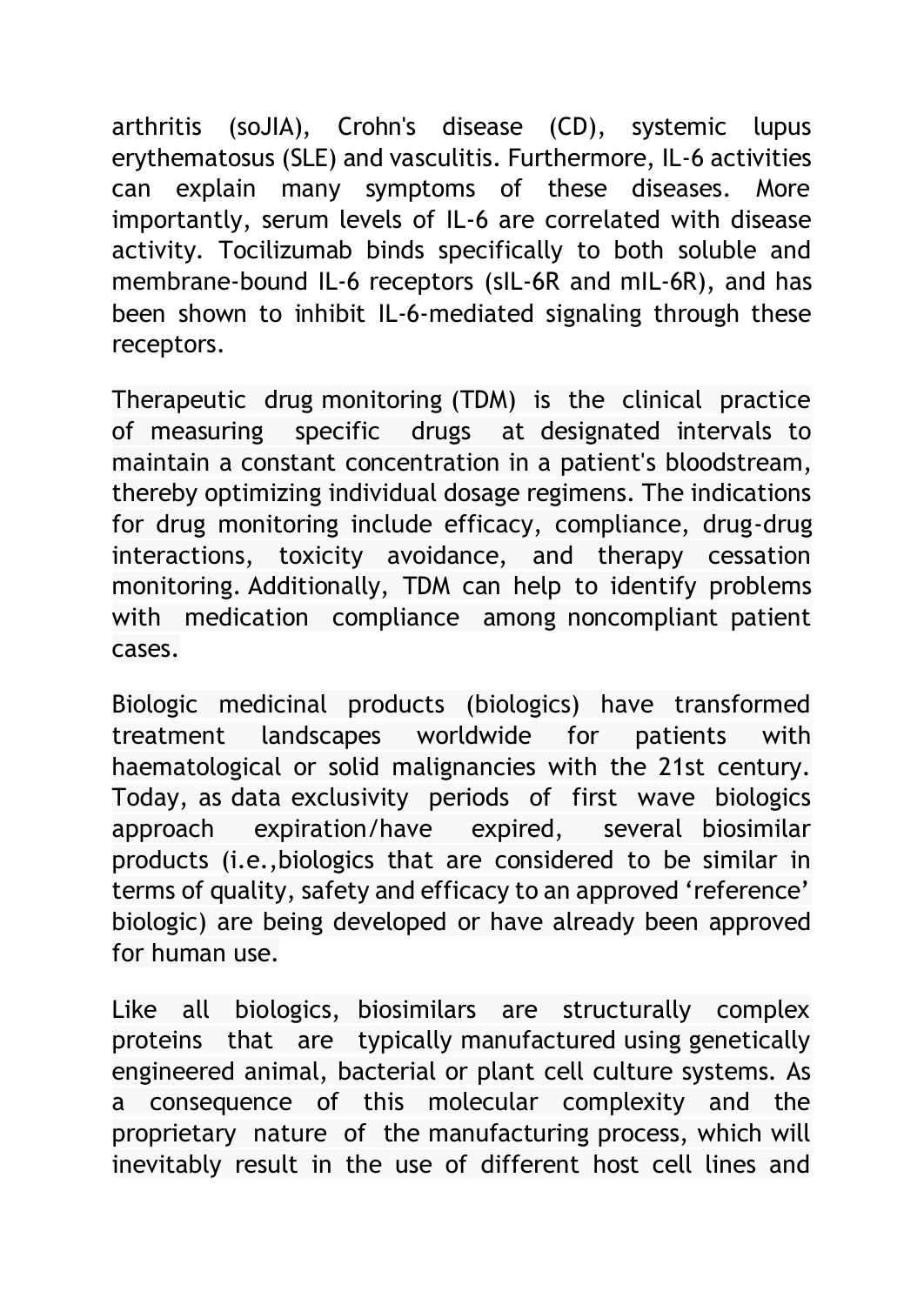arthritis (soJIA), Crohn's disease (CD), systemic lupus erythematosus (SLE) and vasculitis. Furthermore, IL-6 activities can explain many symptoms of these diseases. More importantly, serum levels of IL-6 are correlated with disease activity. Tocilizumab binds specifically to both soluble and membrane-bound IL-6 receptors (sIL-6R and mIL-6R), and has been shown to inhibit IL-6-mediated signaling through these receptors.

Therapeutic drug monitoring (TDM) is the clinical practice of measuring specific drugs at designated intervals to maintain a constant concentration in a patient's bloodstream, thereby optimizing individual dosage regimens. The indications for drug monitoring include efficacy, compliance, drug-drug interactions, toxicity avoidance, and therapy cessation monitoring. Additionally, TDM can help to identify problems with medication compliance among noncompliant patient cases.

Biologic medicinal products (biologics) have transformed treatment landscapes worldwide for patients with haematological or solid malignancies with the 21st century. Today, as data exclusivity periods of first wave biologics approach expiration/have expired, several biosimilar products (i.e.,biologics that are considered to be similar in terms of quality, safety and efficacy to an approved 'reference' biologic) are being developed or have already been approved for human use.

Like all biologics, biosimilars are structurally complex proteins that are typically manufactured using genetically engineered animal, bacterial or plant cell culture systems. As a consequence of this molecular complexity and the proprietary nature of the manufacturing process, which will inevitably result in the use of different host cell lines and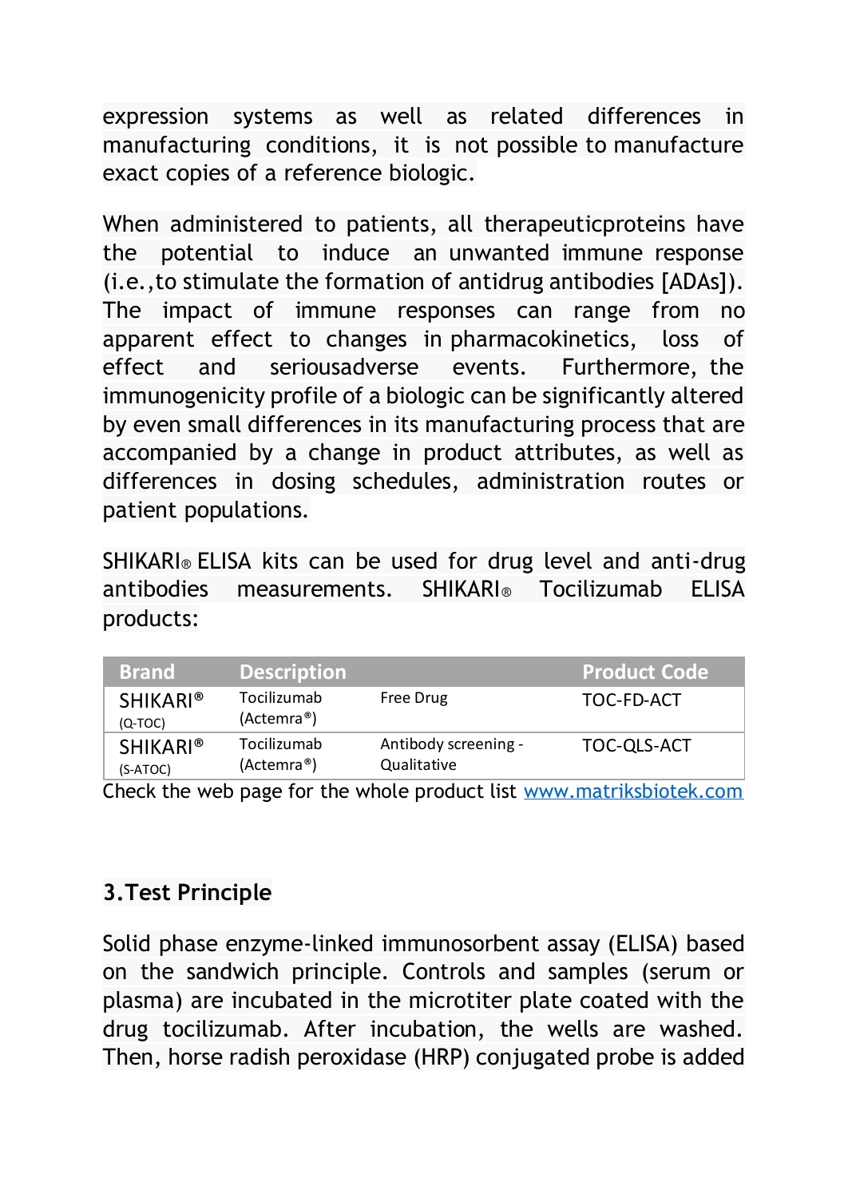expression systems as well as related differences in manufacturing conditions, it is not possible to manufacture exact copies of a reference biologic.

When administered to patients, all therapeuticproteins have the potential to induce an unwanted immune response (i.e.,to stimulate the formation of antidrug antibodies [ADAs]). The impact of immune responses can range from no apparent effect to changes in pharmacokinetics, loss of effect and seriousadverse events. Furthermore, the immunogenicity profile of a biologic can be significantly altered by even small differences in its manufacturing process that are accompanied by a change in product attributes, as well as differences in dosing schedules, administration routes or patient populations.

SHIKARI® ELISA kits can be used for drug level and anti-drug antibodies measurements. SHIKARI® Tocilizumab ELISA products:

| Brand | Description | | Product Code |
|---|---|---|---|
| SHIKARI® (Q-TOC) | Tocilizumab (Actemra®) | Free Drug | TOC-FD-ACT |
| SHIKARI® (S-ATOC) | Tocilizumab (Actemra®) | Antibody screening - Qualitative | TOC-QLS-ACT |

Check the web page for the whole product list www.matriksbiotek.com

## 3.Test Principle

Solid phase enzyme-linked immunosorbent assay (ELISA) based on the sandwich principle. Controls and samples (serum or plasma) are incubated in the microtiter plate coated with the drug tocilizumab. After incubation, the wells are washed. Then, horse radish peroxidase (HRP) conjugated probe is added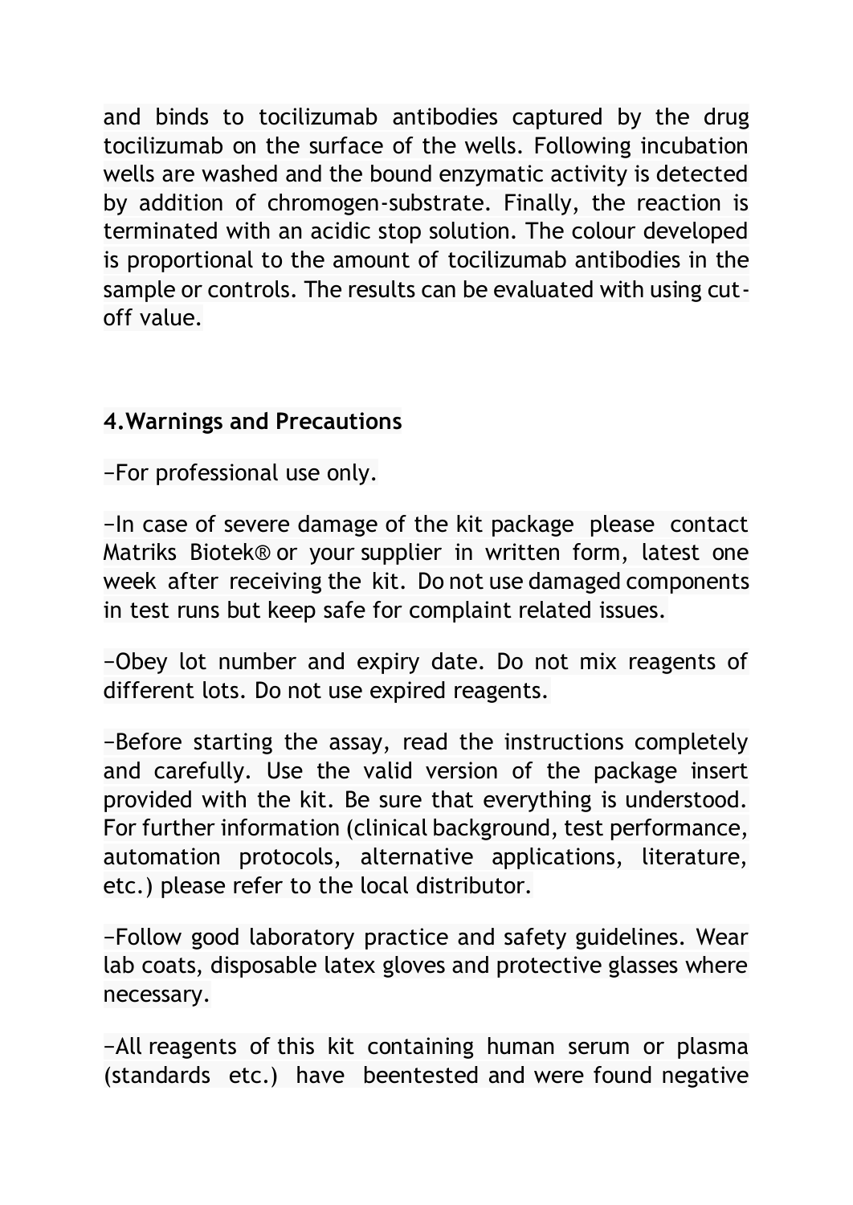and binds to tocilizumab antibodies captured by the drug tocilizumab on the surface of the wells. Following incubation wells are washed and the bound enzymatic activity is detected by addition of chromogen-substrate. Finally, the reaction is terminated with an acidic stop solution. The colour developed is proportional to the amount of tocilizumab antibodies in the sample or controls. The results can be evaluated with using cut-off value.

## 4.Warnings and Precautions

−For professional use only.

−In case of severe damage of the kit package please contact Matriks Biotek® or your supplier in written form, latest one week after receiving the kit. Do not use damaged components in test runs but keep safe for complaint related issues.

−Obey lot number and expiry date. Do not mix reagents of different lots. Do not use expired reagents.

−Before starting the assay, read the instructions completely and carefully. Use the valid version of the package insert provided with the kit. Be sure that everything is understood. For further information (clinical background, test performance, automation protocols, alternative applications, literature, etc.) please refer to the local distributor.

−Follow good laboratory practice and safety guidelines. Wear lab coats, disposable latex gloves and protective glasses where necessary.

−All reagents of this kit containing human serum or plasma (standards etc.) have beentested and were found negative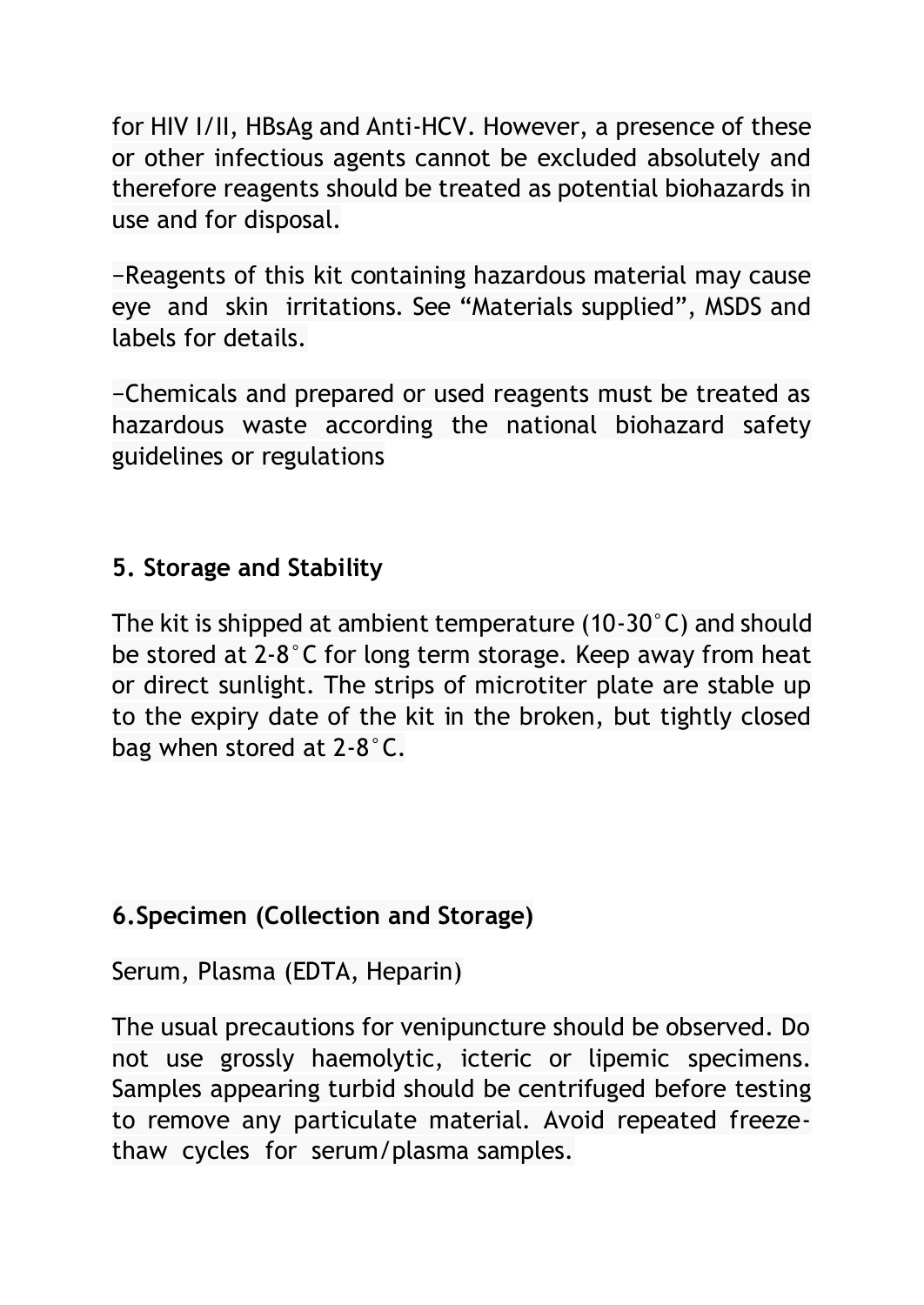for HIV I/II, HBsAg and Anti-HCV. However, a presence of these or other infectious agents cannot be excluded absolutely and therefore reagents should be treated as potential biohazards in use and for disposal.

−Reagents of this kit containing hazardous material may cause eye and skin irritations. See "Materials supplied", MSDS and labels for details.

−Chemicals and prepared or used reagents must be treated as hazardous waste according the national biohazard safety guidelines or regulations

## 5. Storage and Stability

The kit is shipped at ambient temperature (10-30°C) and should be stored at 2-8°C for long term storage. Keep away from heat or direct sunlight. The strips of microtiter plate are stable up to the expiry date of the kit in the broken, but tightly closed bag when stored at 2-8°C.

## 6.Specimen (Collection and Storage)

Serum, Plasma (EDTA, Heparin)

The usual precautions for venipuncture should be observed. Do not use grossly haemolytic, icteric or lipemic specimens. Samples appearing turbid should be centrifuged before testing to remove any particulate material. Avoid repeated freeze-thaw cycles for serum/plasma samples.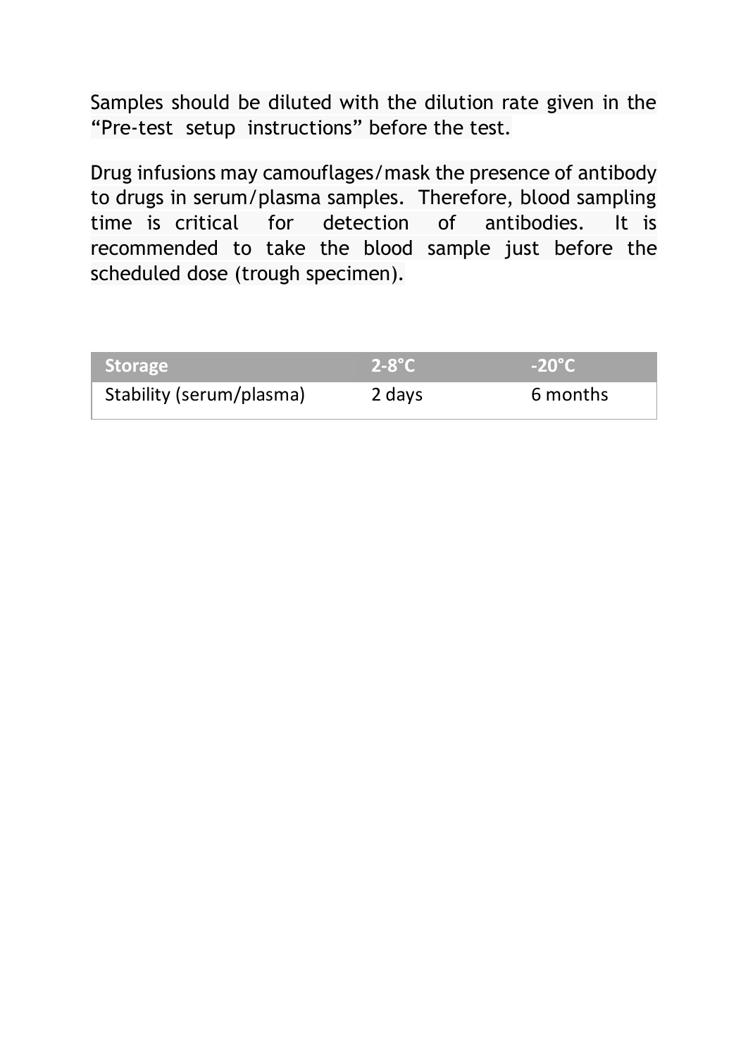Samples should be diluted with the dilution rate given in the "Pre-test setup instructions" before the test.

Drug infusions may camouflages/mask the presence of antibody to drugs in serum/plasma samples. Therefore, blood sampling time is critical for detection of antibodies. It is recommended to take the blood sample just before the scheduled dose (trough specimen).

| Storage | 2-8°C | -20°C |
|---|---|---|
| Stability (serum/plasma) | 2 days | 6 months |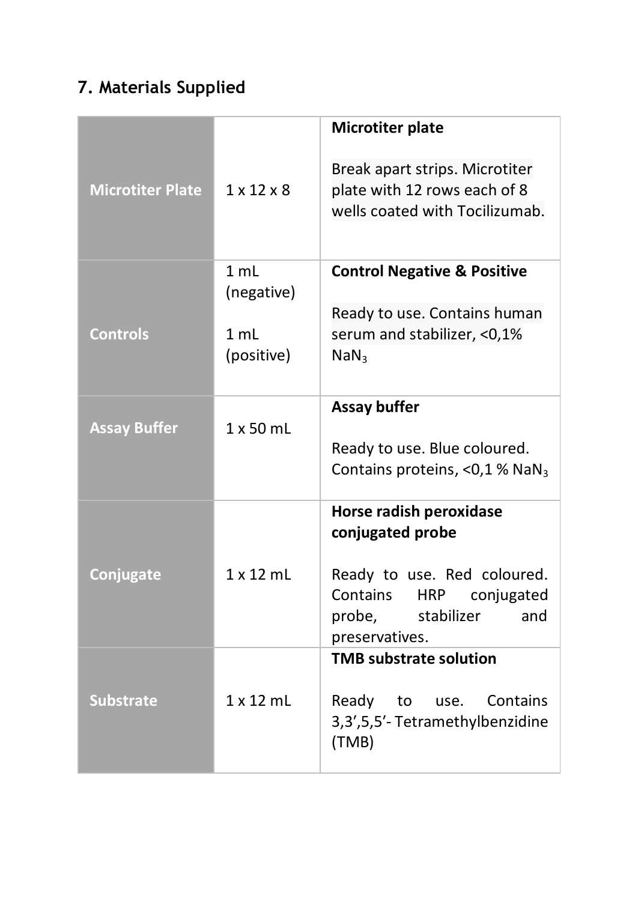## 7. Materials Supplied

| | | |
|---|---|---|
| **Microtiter Plate** | 1 x 12 x 8 | **Microtiter plate**<br><br>Break apart strips. Microtiter plate with 12 rows each of 8 wells coated with Tocilizumab. |
| **Controls** | 1 mL (negative)<br><br>1 mL (positive) | **Control Negative & Positive**<br><br>Ready to use. Contains human serum and stabilizer, <0,1% $NaN_3$ |
| **Assay Buffer** | 1 x 50 mL | **Assay buffer**<br><br>Ready to use. Blue coloured. Contains proteins, <0,1 % $NaN_3$ |
| **Conjugate** | 1 x 12 mL | **Horse radish peroxidase conjugated probe**<br><br>Ready to use. Red coloured. Contains HRP conjugated probe, stabilizer and preservatives. |
| **Substrate** | 1 x 12 mL | **TMB substrate solution**<br><br>Ready to use. Contains 3,3',5,5'- Tetramethylbenzidine (TMB) |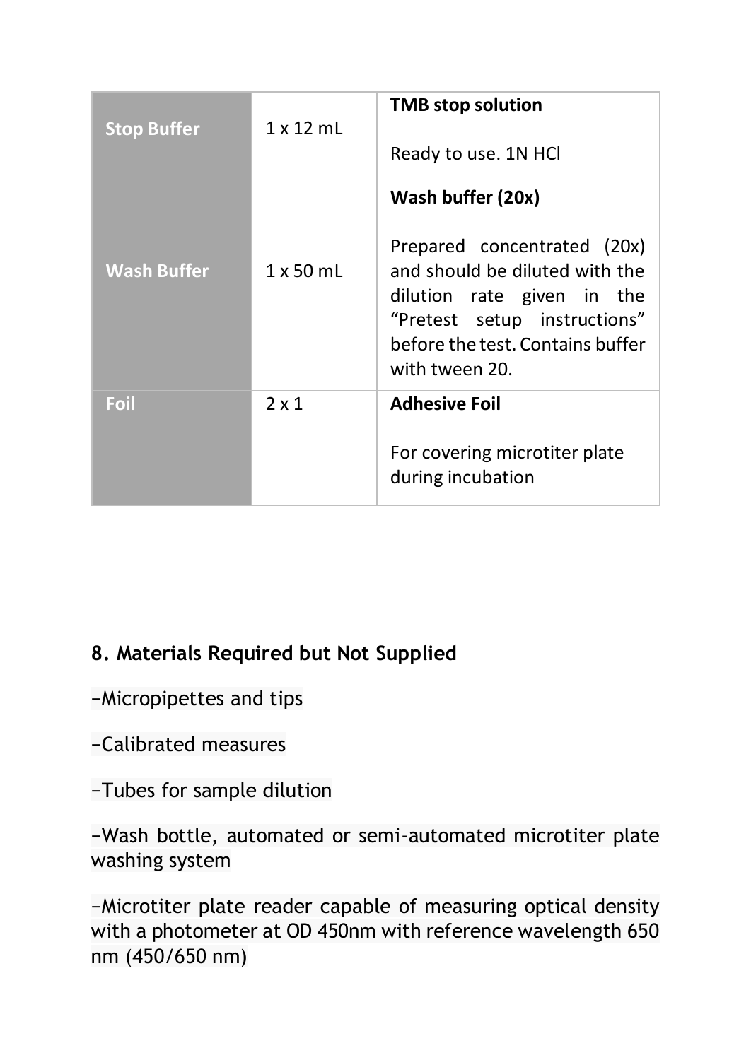| | | |
|---|---|---|
| **Stop Buffer** | 1 x 12 mL | **TMB stop solution**<br><br>Ready to use. 1N HCl |
| **Wash Buffer** | 1 x 50 mL | **Wash buffer (20x)**<br><br>Prepared concentrated (20x) and should be diluted with the dilution rate given in the "Pretest setup instructions" before the test. Contains buffer with tween 20. |
| **Foil** | 2 x 1 | **Adhesive Foil**<br><br>For covering microtiter plate during incubation |

## 8. Materials Required but Not Supplied

–Micropipettes and tips

–Calibrated measures

–Tubes for sample dilution

–Wash bottle, automated or semi-automated microtiter plate washing system

–Microtiter plate reader capable of measuring optical density with a photometer at OD 450nm with reference wavelength 650 nm (450/650 nm)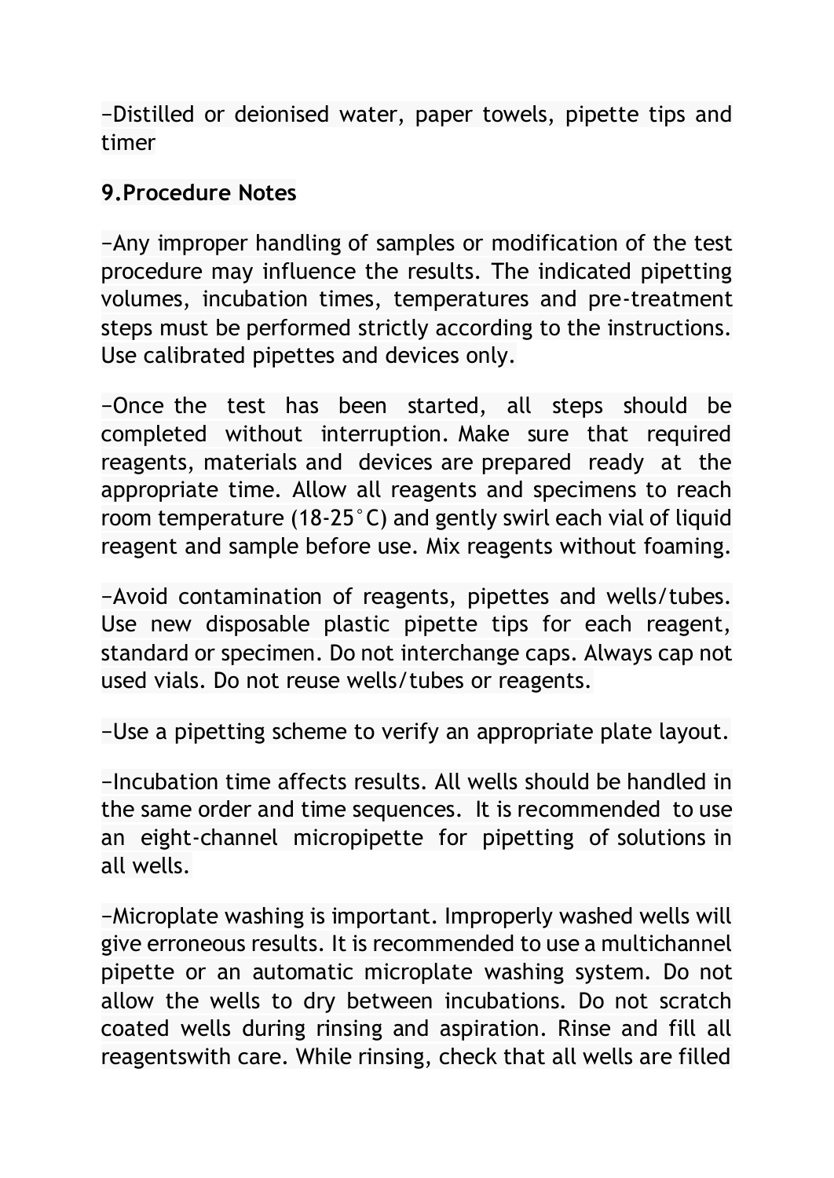−Distilled or deionised water, paper towels, pipette tips and timer

## 9.Procedure Notes

−Any improper handling of samples or modification of the test procedure may influence the results. The indicated pipetting volumes, incubation times, temperatures and pre-treatment steps must be performed strictly according to the instructions. Use calibrated pipettes and devices only.

−Once the test has been started, all steps should be completed without interruption. Make sure that required reagents, materials and devices are prepared ready at the appropriate time. Allow all reagents and specimens to reach room temperature (18-25°C) and gently swirl each vial of liquid reagent and sample before use. Mix reagents without foaming.

−Avoid contamination of reagents, pipettes and wells/tubes. Use new disposable plastic pipette tips for each reagent, standard or specimen. Do not interchange caps. Always cap not used vials. Do not reuse wells/tubes or reagents.

−Use a pipetting scheme to verify an appropriate plate layout.

−Incubation time affects results. All wells should be handled in the same order and time sequences. It is recommended to use an eight-channel micropipette for pipetting of solutions in all wells.

−Microplate washing is important. Improperly washed wells will give erroneous results. It is recommended to use a multichannel pipette or an automatic microplate washing system. Do not allow the wells to dry between incubations. Do not scratch coated wells during rinsing and aspiration. Rinse and fill all reagentswith care. While rinsing, check that all wells are filled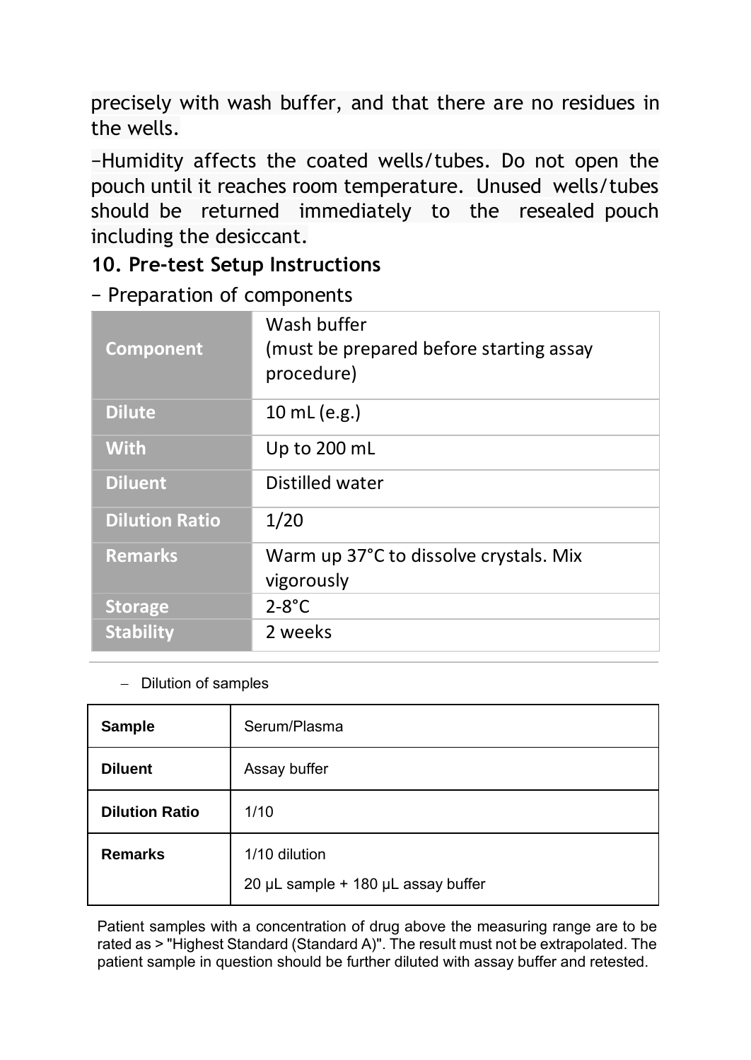precisely with wash buffer, and that there are no residues in the wells.

−Humidity affects the coated wells/tubes. Do not open the pouch until it reaches room temperature. Unused wells/tubes should be returned immediately to the resealed pouch including the desiccant.

## 10. Pre-test Setup Instructions

− Preparation of components

| **Component** | Wash buffer (must be prepared before starting assay procedure) |
|---|---|
| **Dilute** | 10 mL (e.g.) |
| **With** | Up to 200 mL |
| **Diluent** | Distilled water |
| **Dilution Ratio** | 1/20 |
| **Remarks** | Warm up 37°C to dissolve crystals. Mix vigorously |
| **Storage** | 2-8°C |
| **Stability** | 2 weeks |

− Dilution of samples

| **Sample** | Serum/Plasma |
|---|---|
| **Diluent** | Assay buffer |
| **Dilution Ratio** | 1/10 |
| **Remarks** | 1/10 dilution<br>20 µL sample + 180 µL assay buffer |

Patient samples with a concentration of drug above the measuring range are to be rated as > "Highest Standard (Standard A)". The result must not be extrapolated. The patient sample in question should be further diluted with assay buffer and retested.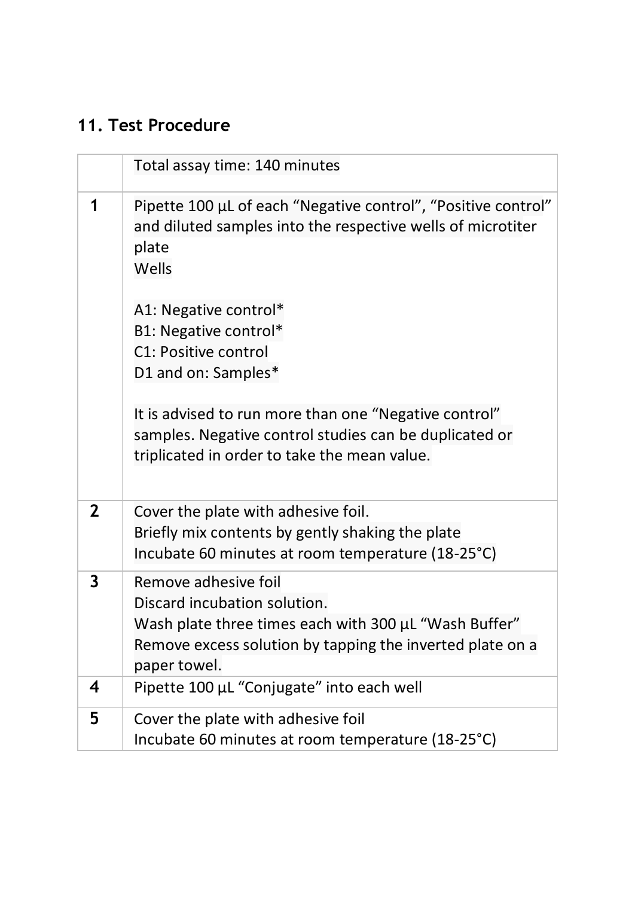## 11. Test Procedure

| | Total assay time: 140 minutes |
|---|---|
| **1** | Pipette 100 µL of each “Negative control”, “Positive control” and diluted samples into the respective wells of microtiter plate<br>Wells<br><br>A1: Negative control*<br>B1: Negative control*<br>C1: Positive control<br>D1 and on: Samples*<br><br>It is advised to run more than one “Negative control” samples. Negative control studies can be duplicated or triplicated in order to take the mean value. |
| **2** | Cover the plate with adhesive foil.<br>Briefly mix contents by gently shaking the plate<br>Incubate 60 minutes at room temperature (18-25°C) |
| **3** | Remove adhesive foil<br>Discard incubation solution.<br>Wash plate three times each with 300 µL “Wash Buffer”<br>Remove excess solution by tapping the inverted plate on a paper towel. |
| **4** | Pipette 100 µL “Conjugate” into each well |
| **5** | Cover the plate with adhesive foil<br>Incubate 60 minutes at room temperature (18-25°C) |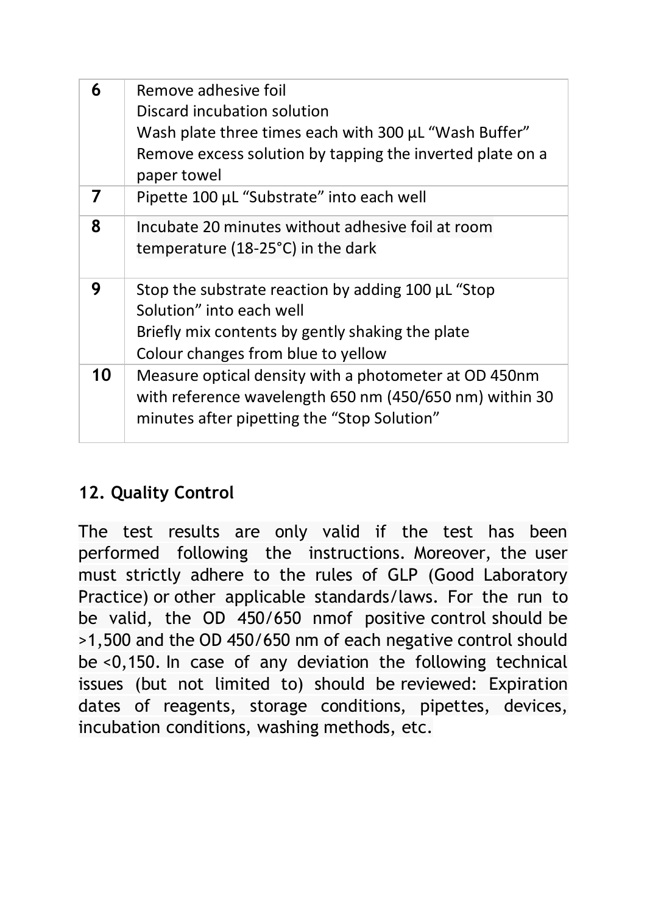| | |
|---|---|
| **6** | Remove adhesive foil<br>Discard incubation solution<br>Wash plate three times each with 300 µL “Wash Buffer”<br>Remove excess solution by tapping the inverted plate on a paper towel |
| **7** | Pipette 100 µL “Substrate” into each well |
| **8** | Incubate 20 minutes without adhesive foil at room temperature (18-25°C) in the dark |
| **9** | Stop the substrate reaction by adding 100 µL “Stop Solution” into each well<br>Briefly mix contents by gently shaking the plate<br>Colour changes from blue to yellow |
| **10** | Measure optical density with a photometer at OD 450nm with reference wavelength 650 nm (450/650 nm) within 30 minutes after pipetting the “Stop Solution” |

## 12. Quality Control

The test results are only valid if the test has been performed following the instructions. Moreover, the user must strictly adhere to the rules of GLP (Good Laboratory Practice) or other applicable standards/laws. For the run to be valid, the OD 450/650 nmof positive control should be >1,500 and the OD 450/650 nm of each negative control should be <0,150. In case of any deviation the following technical issues (but not limited to) should be reviewed: Expiration dates of reagents, storage conditions, pipettes, devices, incubation conditions, washing methods, etc.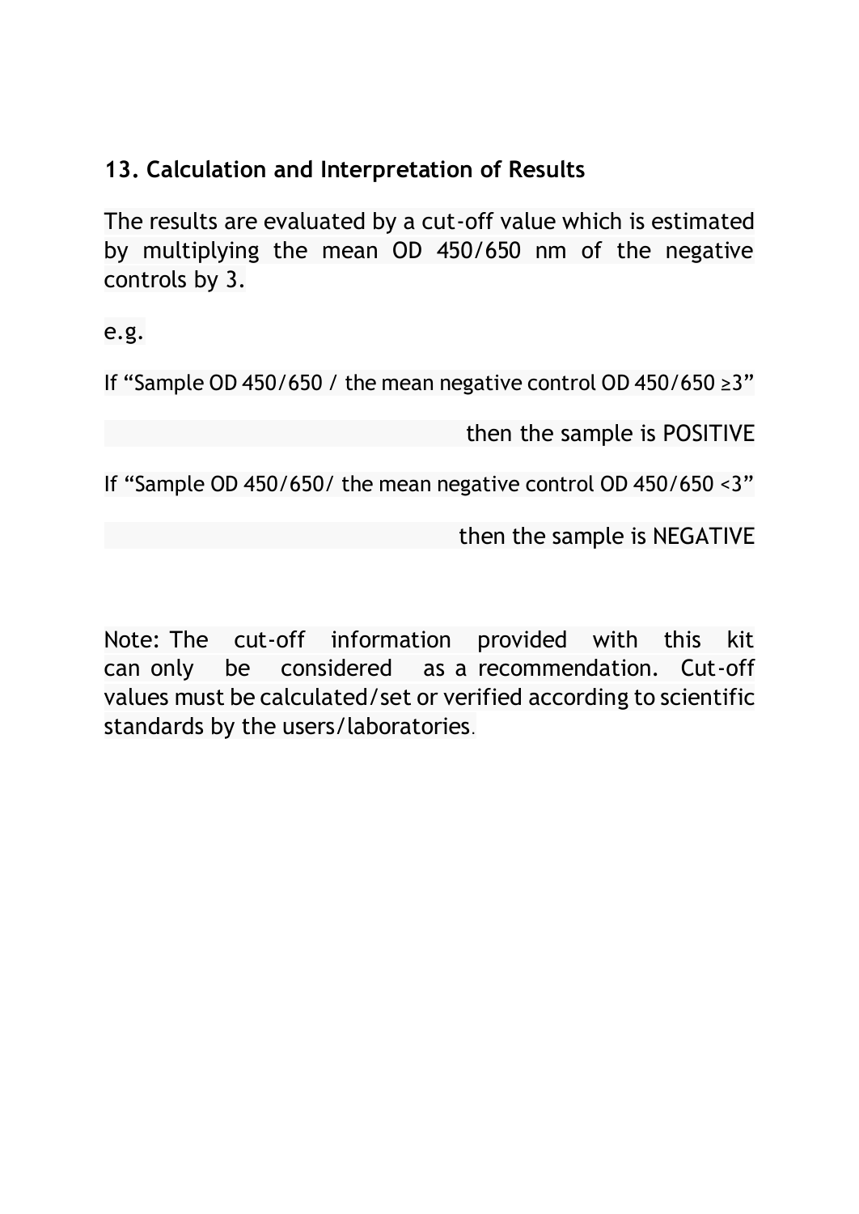## 13. Calculation and Interpretation of Results

The results are evaluated by a cut-off value which is estimated by multiplying the mean OD 450/650 nm of the negative controls by 3.

e.g.

If "Sample OD 450/650 / the mean negative control OD 450/650 ≥3"

then the sample is POSITIVE

If "Sample OD 450/650/ the mean negative control OD 450/650 <3"

then the sample is NEGATIVE

Note: The cut-off information provided with this kit can only be considered as a recommendation. Cut-off values must be calculated/set or verified according to scientific standards by the users/laboratories.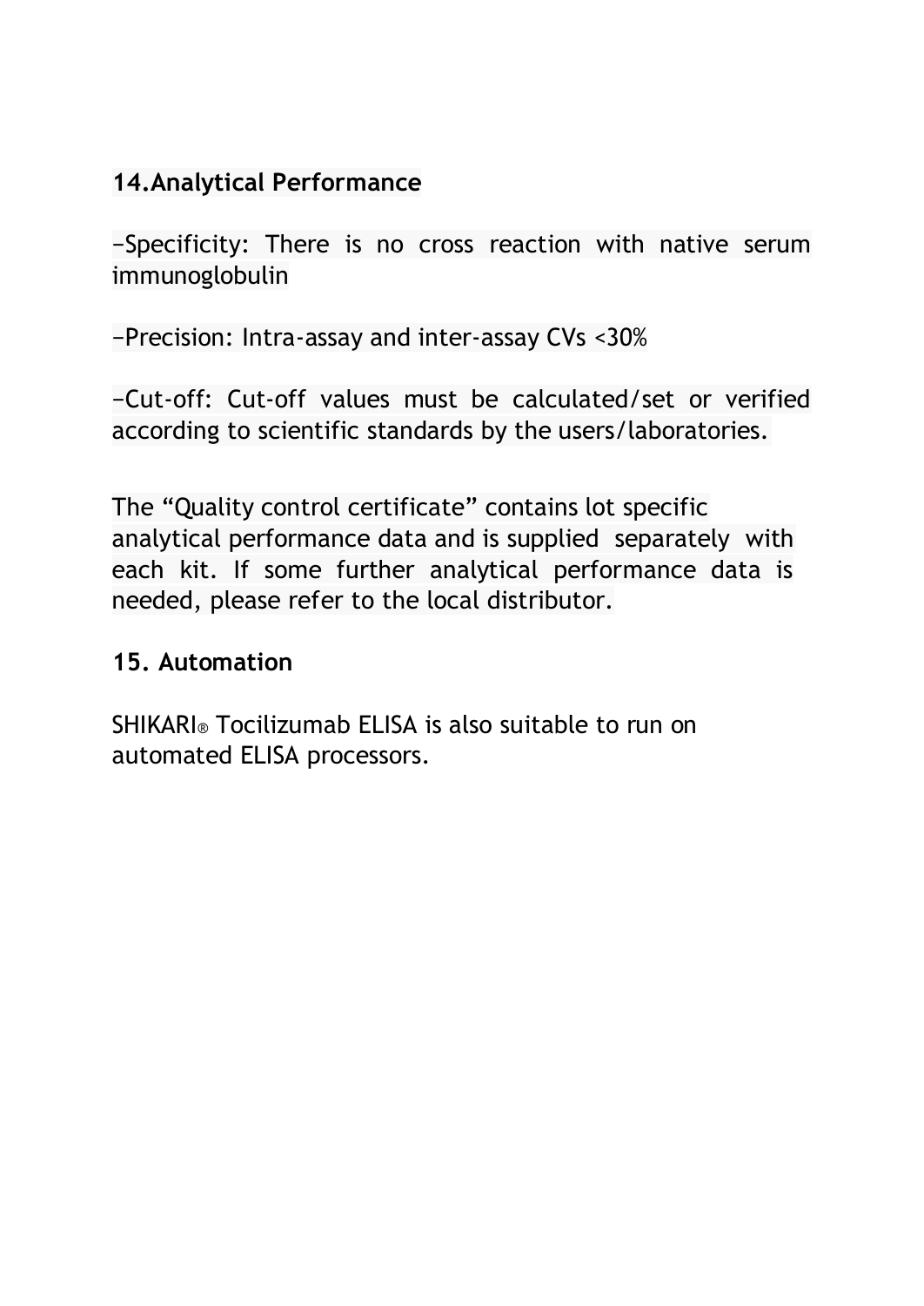## 14. Analytical Performance

−Specificity: There is no cross reaction with native serum immunoglobulin

−Precision: Intra-assay and inter-assay CVs <30%

−Cut-off: Cut-off values must be calculated/set or verified according to scientific standards by the users/laboratories.

The “Quality control certificate” contains lot specific analytical performance data and is supplied separately with each kit. If some further analytical performance data is needed, please refer to the local distributor.

## 15. Automation

SHIKARI® Tocilizumab ELISA is also suitable to run on automated ELISA processors.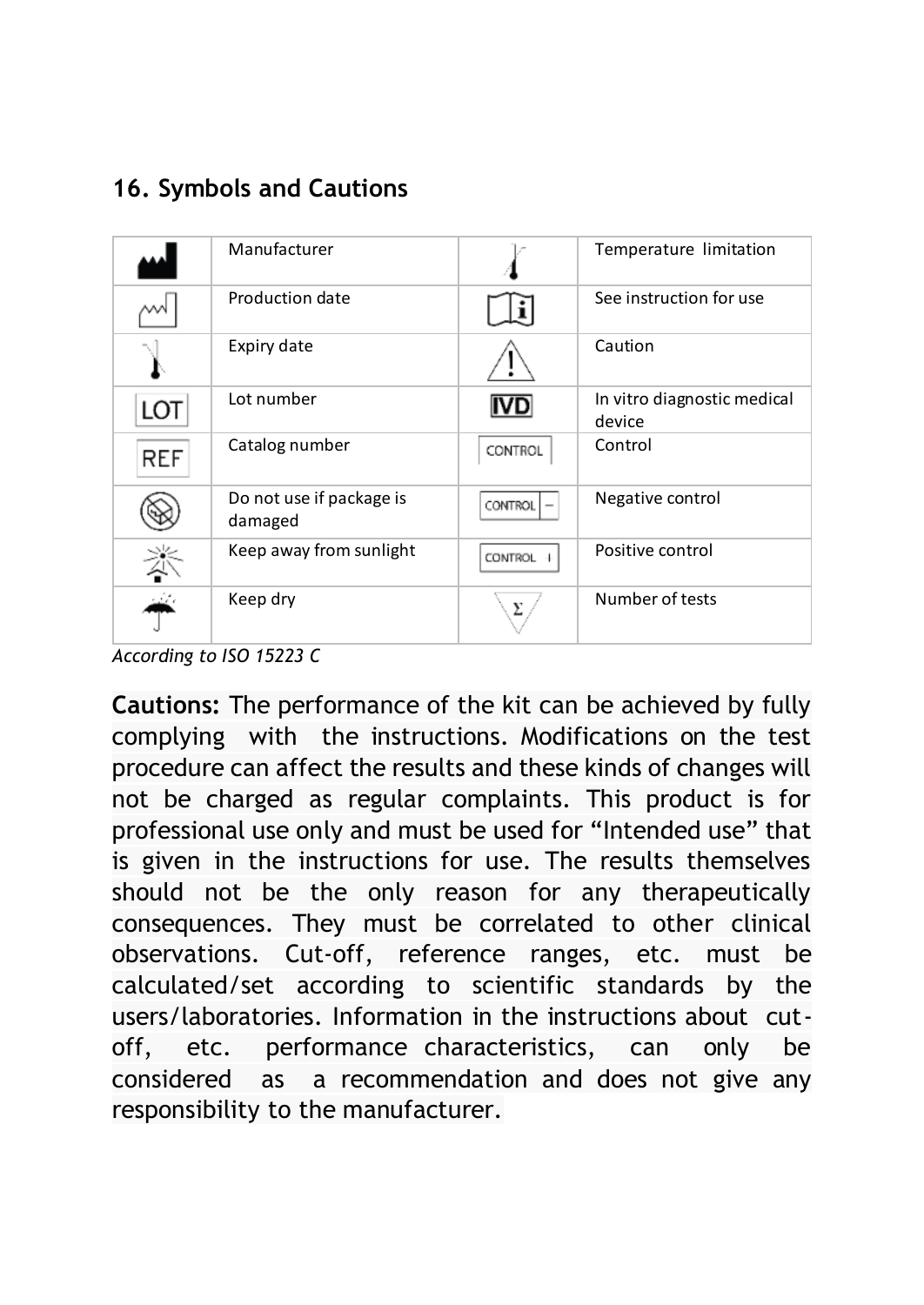## 16. Symbols and Cautions

| | Manufacturer | | Temperature limitation |
|---|---|---|---|
| | Production date | | See instruction for use |
| | Expiry date | | Caution |
| LOT | Lot number | IVD | In vitro diagnostic medical device |
| REF | Catalog number | CONTROL | Control |
| | Do not use if package is damaged | CONTROL – | Negative control |
| | Keep away from sunlight | CONTROL + | Positive control |
| | Keep dry | Σ | Number of tests |

*According to ISO 15223 C*

**Cautions:** The performance of the kit can be achieved by fully complying with the instructions. Modifications on the test procedure can affect the results and these kinds of changes will not be charged as regular complaints. This product is for professional use only and must be used for "Intended use" that is given in the instructions for use. The results themselves should not be the only reason for any therapeutically consequences. They must be correlated to other clinical observations. Cut-off, reference ranges, etc. must be calculated/set according to scientific standards by the users/laboratories. Information in the instructions about cut-off, etc. performance characteristics, can only be considered as a recommendation and does not give any responsibility to the manufacturer.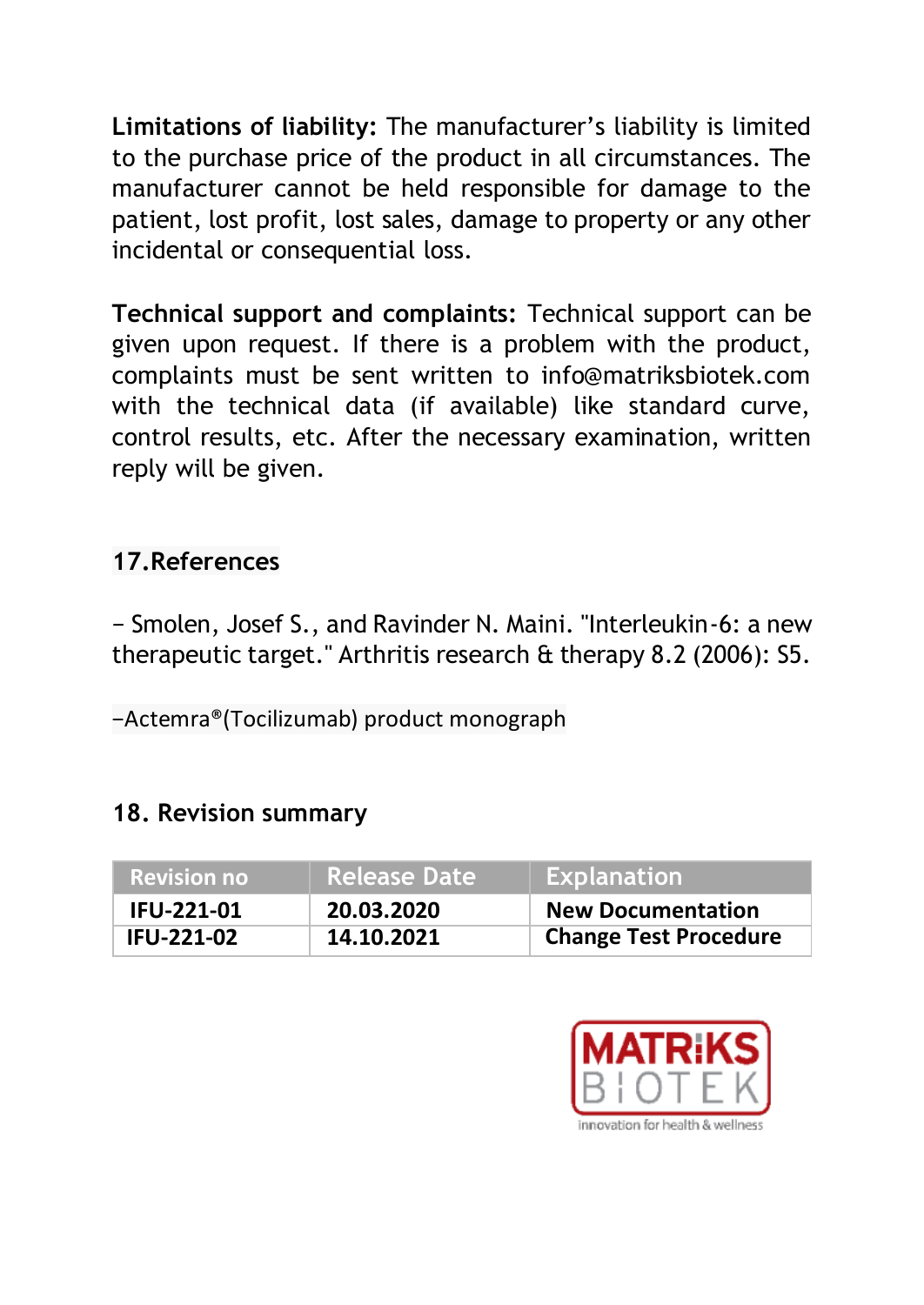**Limitations of liability:** The manufacturer's liability is limited to the purchase price of the product in all circumstances. The manufacturer cannot be held responsible for damage to the patient, lost profit, lost sales, damage to property or any other incidental or consequential loss.

**Technical support and complaints:** Technical support can be given upon request. If there is a problem with the product, complaints must be sent written to info@matriksbiotek.com with the technical data (if available) like standard curve, control results, etc. After the necessary examination, written reply will be given.

## 17.References

− Smolen, Josef S., and Ravinder N. Maini. "Interleukin-6: a new therapeutic target." Arthritis research & therapy 8.2 (2006): S5.

–Actemra®(Tocilizumab) product monograph

## 18. Revision summary

| Revision no | Release Date | Explanation |
|---|---|---|
| **IFU-221-01** | **20.03.2020** | **New Documentation** |
| **IFU-221-02** | **14.10.2021** | **Change Test Procedure** |

MATRiKS BiOTEK
innovation for health & wellness